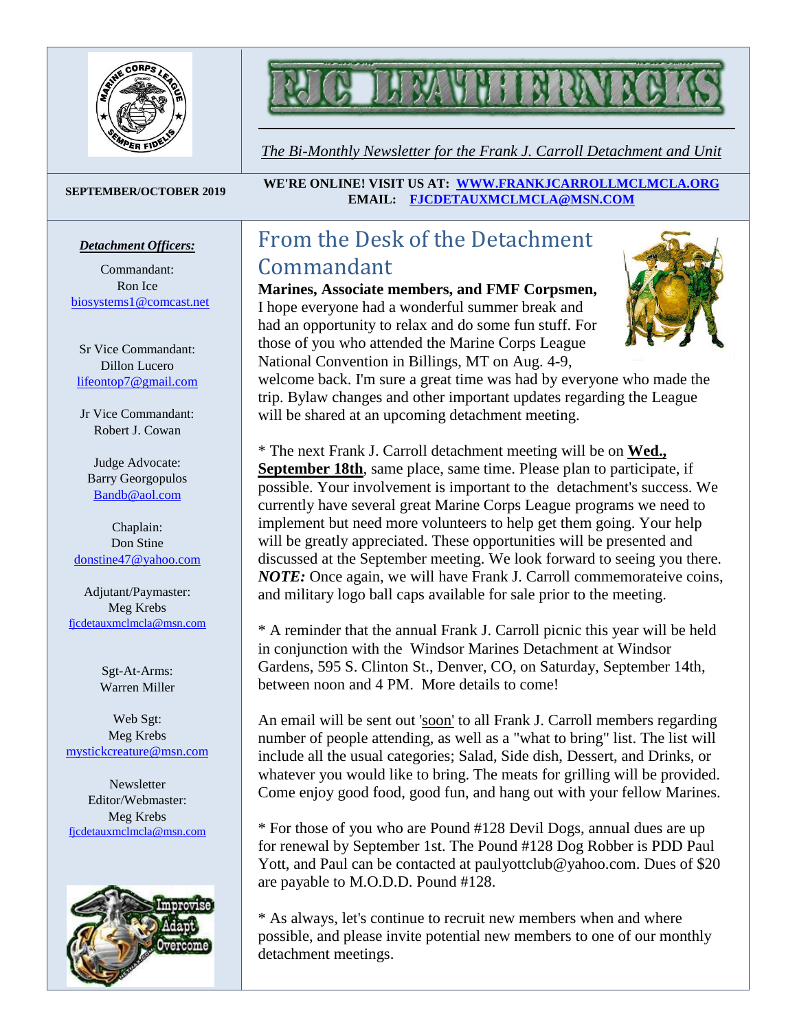# FJC LEATHERNECKS

*The Bi-Monthly Newsletter for the Frank J. Carroll Detachment and Unit*

**SEPTEMBER/OCTOBER 2019**

**WE'RE ONLINE! VISIT US AT: WWW.FRANKJCARROLLMCLMCLA.ORG**
**EMAIL: FJCDETAUXMCLMCLA@MSN.COM**

***Detachment Officers:***

Commandant:
Ron Ice
biosystems1@comcast.net

Sr Vice Commandant:
Dillon Lucero
lifeontop7@gmail.com

Jr Vice Commandant:
Robert J. Cowan

Judge Advocate:
Barry Georgopulos
Bandb@aol.com

Chaplain:
Don Stine
donstine47@yahoo.com

Adjutant/Paymaster:
Meg Krebs
fjcdetauxmclmcla@msn.com

Sgt-At-Arms:
Warren Miller

Web Sgt:
Meg Krebs
mystickcreature@msn.com

Newsletter
Editor/Webmaster:
Meg Krebs
fjcdetauxmclmcla@msn.com

## From the Desk of the Detachment Commandant

**Marines, Associate members, and FMF Corpsmen,**
I hope everyone had a wonderful summer break and had an opportunity to relax and do some fun stuff. For those of you who attended the Marine Corps League National Convention in Billings, MT on Aug. 4-9, welcome back. I'm sure a great time was had by everyone who made the trip. Bylaw changes and other important updates regarding the League will be shared at an upcoming detachment meeting.

* The next Frank J. Carroll detachment meeting will be on **Wed., September 18th**, same place, same time. Please plan to participate, if possible. Your involvement is important to the detachment's success. We currently have several great Marine Corps League programs we need to implement but need more volunteers to help get them going. Your help will be greatly appreciated. These opportunities will be presented and discussed at the September meeting. We look forward to seeing you there. ***NOTE:*** Once again, we will have Frank J. Carroll commemorateive coins, and military logo ball caps available for sale prior to the meeting.

* A reminder that the annual Frank J. Carroll picnic this year will be held in conjunction with the Windsor Marines Detachment at Windsor Gardens, 595 S. Clinton St., Denver, CO, on Saturday, September 14th, between noon and 4 PM. More details to come!

An email will be sent out 'soon' to all Frank J. Carroll members regarding number of people attending, as well as a "what to bring" list. The list will include all the usual categories; Salad, Side dish, Dessert, and Drinks, or whatever you would like to bring. The meats for grilling will be provided. Come enjoy good food, good fun, and hang out with your fellow Marines.

* For those of you who are Pound #128 Devil Dogs, annual dues are up for renewal by September 1st. The Pound #128 Dog Robber is PDD Paul Yott, and Paul can be contacted at paulyottclub@yahoo.com. Dues of $20 are payable to M.O.D.D. Pound #128.

* As always, let's continue to recruit new members when and where possible, and please invite potential new members to one of our monthly detachment meetings.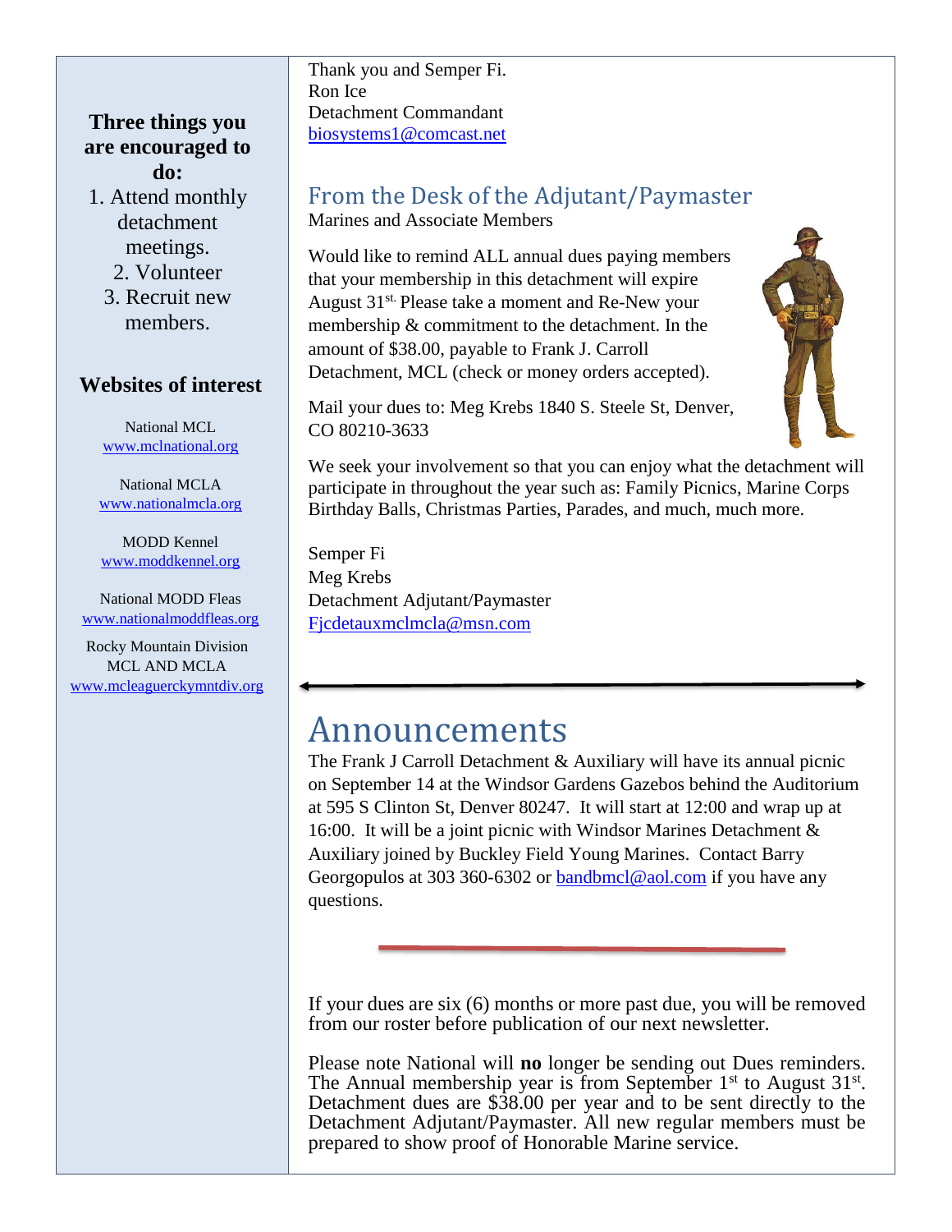**Three things you are encouraged to do:**

1. Attend monthly detachment meetings.
2. Volunteer
3. Recruit new members.

**Websites of interest**

National MCL
www.mclnational.org

National MCLA
www.nationalmcla.org

MODD Kennel
www.moddkennel.org

National MODD Fleas
www.nationalmoddfleas.org

Rocky Mountain Division MCL AND MCLA
www.mcleaguerckymntdiv.org

Thank you and Semper Fi.
Ron Ice
Detachment Commandant
biosystems1@comcast.net

## From the Desk of the Adjutant/Paymaster

Marines and Associate Members

Would like to remind ALL annual dues paying members that your membership in this detachment will expire August 31st. Please take a moment and Re-New your membership & commitment to the detachment. In the amount of $38.00, payable to Frank J. Carroll Detachment, MCL (check or money orders accepted).

Mail your dues to: Meg Krebs 1840 S. Steele St, Denver, CO 80210-3633

We seek your involvement so that you can enjoy what the detachment will participate in throughout the year such as: Family Picnics, Marine Corps Birthday Balls, Christmas Parties, Parades, and much, much more.

Semper Fi
Meg Krebs
Detachment Adjutant/Paymaster
Fjcdetauxmclmcla@msn.com

# Announcements

The Frank J Carroll Detachment & Auxiliary will have its annual picnic on September 14 at the Windsor Gardens Gazebos behind the Auditorium at 595 S Clinton St, Denver 80247. It will start at 12:00 and wrap up at 16:00. It will be a joint picnic with Windsor Marines Detachment & Auxiliary joined by Buckley Field Young Marines. Contact Barry Georgopulos at 303 360-6302 or bandbmcl@aol.com if you have any questions.

If your dues are six (6) months or more past due, you will be removed from our roster before publication of our next newsletter.

Please note National will **no** longer be sending out Dues reminders. The Annual membership year is from September 1st to August 31st. Detachment dues are $38.00 per year and to be sent directly to the Detachment Adjutant/Paymaster. All new regular members must be prepared to show proof of Honorable Marine service.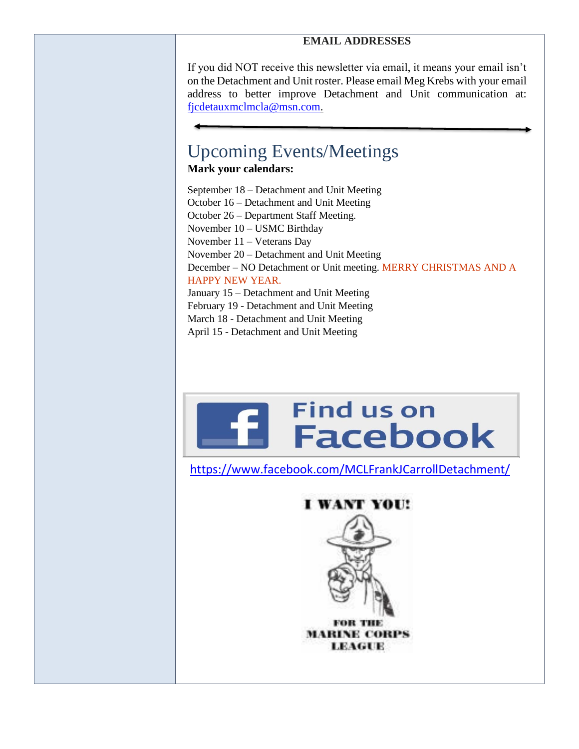**EMAIL ADDRESSES**

If you did NOT receive this newsletter via email, it means your email isn't on the Detachment and Unit roster. Please email Meg Krebs with your email address to better improve Detachment and Unit communication at: fjcdetauxmclmcla@msn.com.

## Upcoming Events/Meetings

**Mark your calendars:**

September 18 – Detachment and Unit Meeting
October 16 – Detachment and Unit Meeting
October 26 – Department Staff Meeting.
November 10 – USMC Birthday
November 11 – Veterans Day
November 20 – Detachment and Unit Meeting
December – NO Detachment or Unit meeting. MERRY CHRISTMAS AND A HAPPY NEW YEAR.
January 15 – Detachment and Unit Meeting
February 19 - Detachment and Unit Meeting
March 18 - Detachment and Unit Meeting
April 15 - Detachment and Unit Meeting

Find us on Facebook

https://www.facebook.com/MCLFrankJCarrollDetachment/

I WANT YOU!

FOR THE MARINE CORPS LEAGUE